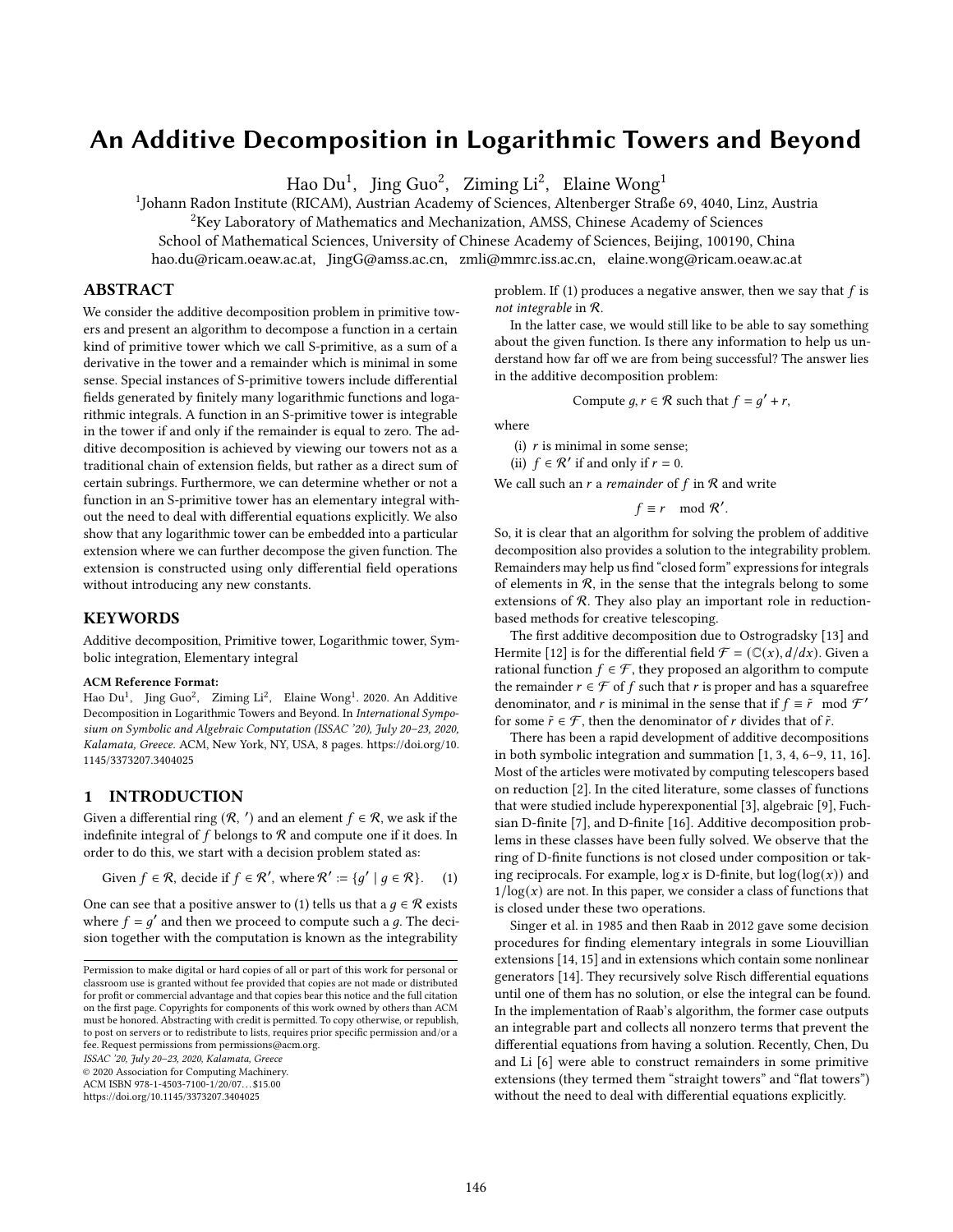# An Additive Decomposition in Logarithmic Towers and Beyond

Hao Du[1], Jing Guo[2], Ziming Li[2], Elaine Wong[1]

[1]Johann Radon Institute (RICAM), Austrian Academy of Sciences, Altenberger Straße 69, 4040, Linz, Austria
[2]Key Laboratory of Mathematics and Mechanization, AMSS, Chinese Academy of Sciences
School of Mathematical Sciences, University of Chinese Academy of Sciences, Beijing, 100190, China
hao.du@ricam.oeaw.ac.at, JingG@amss.ac.cn, zmli@mmrc.iss.ac.cn, elaine.wong@ricam.oeaw.ac.at

## ABSTRACT

We consider the additive decomposition problem in primitive towers and present an algorithm to decompose a function in a certain kind of primitive tower which we call S-primitive, as a sum of a derivative in the tower and a remainder which is minimal in some sense. Special instances of S-primitive towers include differential fields generated by finitely many logarithmic functions and logarithmic integrals. A function in an S-primitive tower is integrable in the tower if and only if the remainder is equal to zero. The additive decomposition is achieved by viewing our towers not as a traditional chain of extension fields, but rather as a direct sum of certain subrings. Furthermore, we can determine whether or not a function in an S-primitive tower has an elementary integral without the need to deal with differential equations explicitly. We also show that any logarithmic tower can be embedded into a particular extension where we can further decompose the given function. The extension is constructed using only differential field operations without introducing any new constants.

## KEYWORDS

Additive decomposition, Primitive tower, Logarithmic tower, Symbolic integration, Elementary integral

**ACM Reference Format:**
Hao Du[1], Jing Guo[2], Ziming Li[2], Elaine Wong[1]. 2020. An Additive Decomposition in Logarithmic Towers and Beyond. In *International Symposium on Symbolic and Algebraic Computation (ISSAC '20), July 20–23, 2020, Kalamata, Greece.* ACM, New York, NY, USA, 8 pages. https://doi.org/10.1145/3373207.3404025

## 1 INTRODUCTION

Given a differential ring $(\mathcal{R}, ')$ and an element $f \in \mathcal{R}$, we ask if the indefinite integral of $f$ belongs to $\mathcal{R}$ and compute one if it does. In order to do this, we start with a decision problem stated as:

$$\text{Given } f \in \mathcal{R}, \text{ decide if } f \in \mathcal{R}', \text{ where } \mathcal{R}' := \{g' \mid g \in \mathcal{R}\}. \quad (1)$$

One can see that a positive answer to (1) tells us that a $g \in \mathcal{R}$ exists where $f = g'$ and then we proceed to compute such a $g$. The decision together with the computation is known as the integrability problem. If (1) produces a negative answer, then we say that $f$ is *not integrable* in $\mathcal{R}$.

In the latter case, we would still like to be able to say something about the given function. Is there any information to help us understand how far off we are from being successful? The answer lies in the additive decomposition problem:

$$\text{Compute } g, r \in \mathcal{R} \text{ such that } f = g' + r,$$

where

(i) $r$ is minimal in some sense;
(ii) $f \in \mathcal{R}'$ if and only if $r = 0$.

We call such an $r$ a *remainder* of $f$ in $\mathcal{R}$ and write

$$f \equiv r \mod \mathcal{R}'.$$

So, it is clear that an algorithm for solving the problem of additive decomposition also provides a solution to the integrability problem. Remainders may help us find "closed form" expressions for integrals of elements in $\mathcal{R}$, in the sense that the integrals belong to some extensions of $\mathcal{R}$. They also play an important role in reduction-based methods for creative telescoping.

The first additive decomposition due to Ostrogradsky [13] and Hermite [12] is for the differential field $\mathcal{F} = (\mathbb{C}(x), d/dx)$. Given a rational function $f \in \mathcal{F}$, they proposed an algorithm to compute the remainder $r \in \mathcal{F}$ of $f$ such that $r$ is proper and has a squarefree denominator, and $r$ is minimal in the sense that if $f \equiv \tilde{r} \mod \mathcal{F}'$ for some $\tilde{r} \in \mathcal{F}$, then the denominator of $r$ divides that of $\tilde{r}$.

There has been a rapid development of additive decompositions in both symbolic integration and summation [1, 3, 4, 6–9, 11, 16]. Most of the articles were motivated by computing telescopers based on reduction [2]. In the cited literature, some classes of functions that were studied include hyperexponential [3], algebraic [9], Fuchsian D-finite [7], and D-finite [16]. Additive decomposition problems in these classes have been fully solved. We observe that the ring of D-finite functions is not closed under composition or taking reciprocals. For example, $\log x$ is D-finite, but $\log(\log(x))$ and $1/\log(x)$ are not. In this paper, we consider a class of functions that is closed under these two operations.

Singer et al. in 1985 and then Raab in 2012 gave some decision procedures for finding elementary integrals in some Liouvillian extensions [14, 15] and in extensions which contain some nonlinear generators [14]. They recursively solve Risch differential equations until one of them has no solution, or else the integral can be found. In the implementation of Raab's algorithm, the former case outputs an integrable part and collects all nonzero terms that prevent the differential equations from having a solution. Recently, Chen, Du and Li [6] were able to construct remainders in some primitive extensions (they termed them "straight towers" and "flat towers") without the need to deal with differential equations explicitly.

Permission to make digital or hard copies of all or part of this work for personal or classroom use is granted without fee provided that copies are not made or distributed for profit or commercial advantage and that copies bear this notice and the full citation on the first page. Copyrights for components of this work owned by others than ACM must be honored. Abstracting with credit is permitted. To copy otherwise, or republish, to post on servers or to redistribute to lists, requires prior specific permission and/or a fee. Request permissions from permissions@acm.org.
*ISSAC '20, July 20–23, 2020, Kalamata, Greece*
© 2020 Association for Computing Machinery.
ACM ISBN 978-1-4503-7100-1/20/07…$15.00
https://doi.org/10.1145/3373207.3404025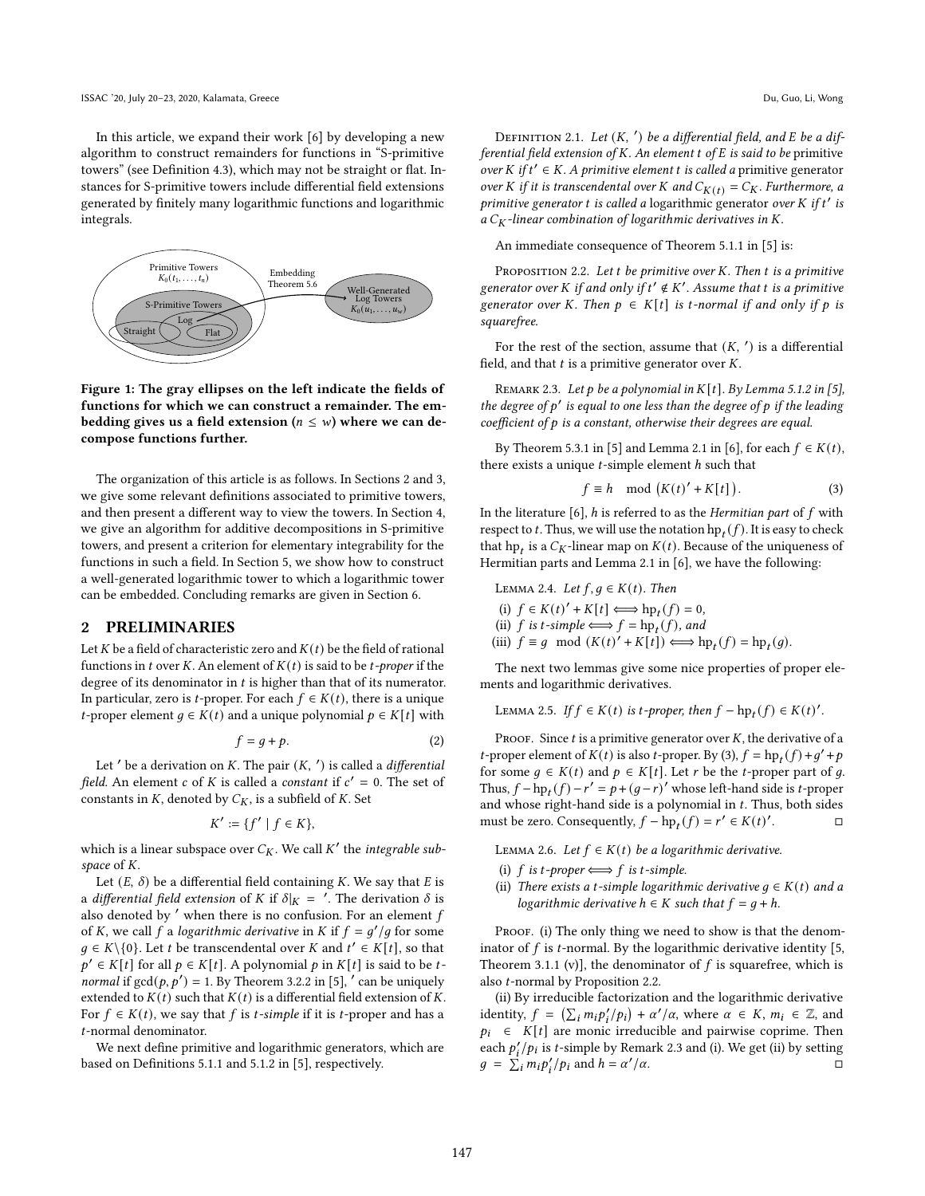In this article, we expand their work [6] by developing a new algorithm to construct remainders for functions in "S-primitive towers" (see Definition 4.3), which may not be straight or flat. Instances for S-primitive towers include differential field extensions generated by finitely many logarithmic functions and logarithmic integrals.

**Figure 1: The gray ellipses on the left indicate the fields of functions for which we can construct a remainder. The embedding gives us a field extension ($n \leq w$) where we can decompose functions further.**

The organization of this article is as follows. In Sections 2 and 3, we give some relevant definitions associated to primitive towers, and then present a different way to view the towers. In Section 4, we give an algorithm for additive decompositions in S-primitive towers, and present a criterion for elementary integrability for the functions in such a field. In Section 5, we show how to construct a well-generated logarithmic tower to which a logarithmic tower can be embedded. Concluding remarks are given in Section 6.

## 2 PRELIMINARIES

Let $K$ be a field of characteristic zero and $K(t)$ be the field of rational functions in $t$ over $K$. An element of $K(t)$ is said to be $t$-*proper* if the degree of its denominator in $t$ is higher than that of its numerator. In particular, zero is $t$-proper. For each $f \in K(t)$, there is a unique $t$-proper element $g \in K(t)$ and a unique polynomial $p \in K[t]$ with

$$f = g + p. \tag{2}$$

Let $'$ be a derivation on $K$. The pair $(K, ')$ is called a *differential field*. An element $c$ of $K$ is called a *constant* if $c' = 0$. The set of constants in $K$, denoted by $C_K$, is a subfield of $K$. Set

$$K' := \{f' \mid f \in K\},$$

which is a linear subspace over $C_K$. We call $K'$ the *integrable subspace* of $K$.

Let $(E, \delta)$ be a differential field containing $K$. We say that $E$ is a *differential field extension* of $K$ if $\delta|_K = '$. The derivation $\delta$ is also denoted by $'$ when there is no confusion. For an element $f$ of $K$, we call $f$ a *logarithmic derivative* in $K$ if $f = g'/g$ for some $g \in K \backslash \{0\}$. Let $t$ be transcendental over $K$ and $t' \in K[t]$, so that $p' \in K[t]$ for all $p \in K[t]$. A polynomial $p$ in $K[t]$ is said to be $t$-*normal* if $\gcd(p, p') = 1$. By Theorem 3.2.2 in [5], $'$ can be uniquely extended to $K(t)$ such that $K(t)$ is a differential field extension of $K$. For $f \in K(t)$, we say that $f$ is $t$-*simple* if it is $t$-proper and has a $t$-normal denominator.

We next define primitive and logarithmic generators, which are based on Definitions 5.1.1 and 5.1.2 in [5], respectively.

Definition 2.1. *Let $(K, ')$ be a differential field, and $E$ be a differential field extension of $K$. An element $t$ of $E$ is said to be* primitive *over $K$ if $t' \in K$. A primitive element $t$ is called a* primitive generator *over $K$ if it is transcendental over $K$ and $C_{K(t)} = C_K$. Furthermore, a primitive generator $t$ is called a* logarithmic generator *over $K$ if $t'$ is a $C_K$-linear combination of logarithmic derivatives in $K$.*

An immediate consequence of Theorem 5.1.1 in [5] is:

Proposition 2.2. *Let $t$ be primitive over $K$. Then $t$ is a primitive generator over $K$ if and only if $t' \notin K'$. Assume that $t$ is a primitive generator over $K$. Then $p \in K[t]$ is $t$-normal if and only if $p$ is squarefree.*

For the rest of the section, assume that $(K, ')$ is a differential field, and that $t$ is a primitive generator over $K$.

Remark 2.3. *Let $p$ be a polynomial in $K[t]$. By Lemma 5.1.2 in [5], the degree of $p'$ is equal to one less than the degree of $p$ if the leading coefficient of $p$ is a constant, otherwise their degrees are equal.*

By Theorem 5.3.1 in [5] and Lemma 2.1 in [6], for each $f \in K(t)$, there exists a unique $t$-simple element $h$ such that

$$f \equiv h \mod \left(K(t)' + K[t]\right). \tag{3}$$

In the literature [6], $h$ is referred to as the *Hermitian part* of $f$ with respect to $t$. Thus, we will use the notation $\text{hp}_t(f)$. It is easy to check that $\text{hp}_t$ is a $C_K$-linear map on $K(t)$. Because of the uniqueness of Hermitian parts and Lemma 2.1 in [6], we have the following:

Lemma 2.4. *Let $f, g \in K(t)$. Then*

(i) *$f \in K(t)' + K[t] \iff \text{hp}_t(f) = 0$,*
(ii) *$f$ is $t$-simple $\iff f = \text{hp}_t(f)$, and*
(iii) *$f \equiv g \mod (K(t)' + K[t]) \iff \text{hp}_t(f) = \text{hp}_t(g)$.*

The next two lemmas give some nice properties of proper elements and logarithmic derivatives.

Lemma 2.5. *If $f \in K(t)$ is $t$-proper, then $f - \text{hp}_t(f) \in K(t)'$.*

Proof. Since $t$ is a primitive generator over $K$, the derivative of a $t$-proper element of $K(t)$ is also $t$-proper. By (3), $f = \text{hp}_t(f) + g' + p$ for some $g \in K(t)$ and $p \in K[t]$. Let $r$ be the $t$-proper part of $g$. Thus, $f - \text{hp}_t(f) - r' = p + (g - r)'$ whose left-hand side is $t$-proper and whose right-hand side is a polynomial in $t$. Thus, both sides must be zero. Consequently, $f - \text{hp}_t(f) = r' \in K(t)'$. □

Lemma 2.6. *Let $f \in K(t)$ be a logarithmic derivative.*

(i) *$f$ is $t$-proper $\iff f$ is $t$-simple.*
(ii) *There exists a $t$-simple logarithmic derivative $g \in K(t)$ and a logarithmic derivative $h \in K$ such that $f = g + h$.*

Proof. (i) The only thing we need to show is that the denominator of $f$ is $t$-normal. By the logarithmic derivative identity [5, Theorem 3.1.1 (v)], the denominator of $f$ is squarefree, which is also $t$-normal by Proposition 2.2.

(ii) By irreducible factorization and the logarithmic derivative identity, $f = \left(\sum_i m_i p_i'/p_i\right) + \alpha'/\alpha$, where $\alpha \in K$, $m_i \in \mathbb{Z}$, and $p_i \in K[t]$ are monic irreducible and pairwise coprime. Then each $p_i'/p_i$ is $t$-simple by Remark 2.3 and (i). We get (ii) by setting $g = \sum_i m_i p_i'/p_i$ and $h = \alpha'/\alpha$. □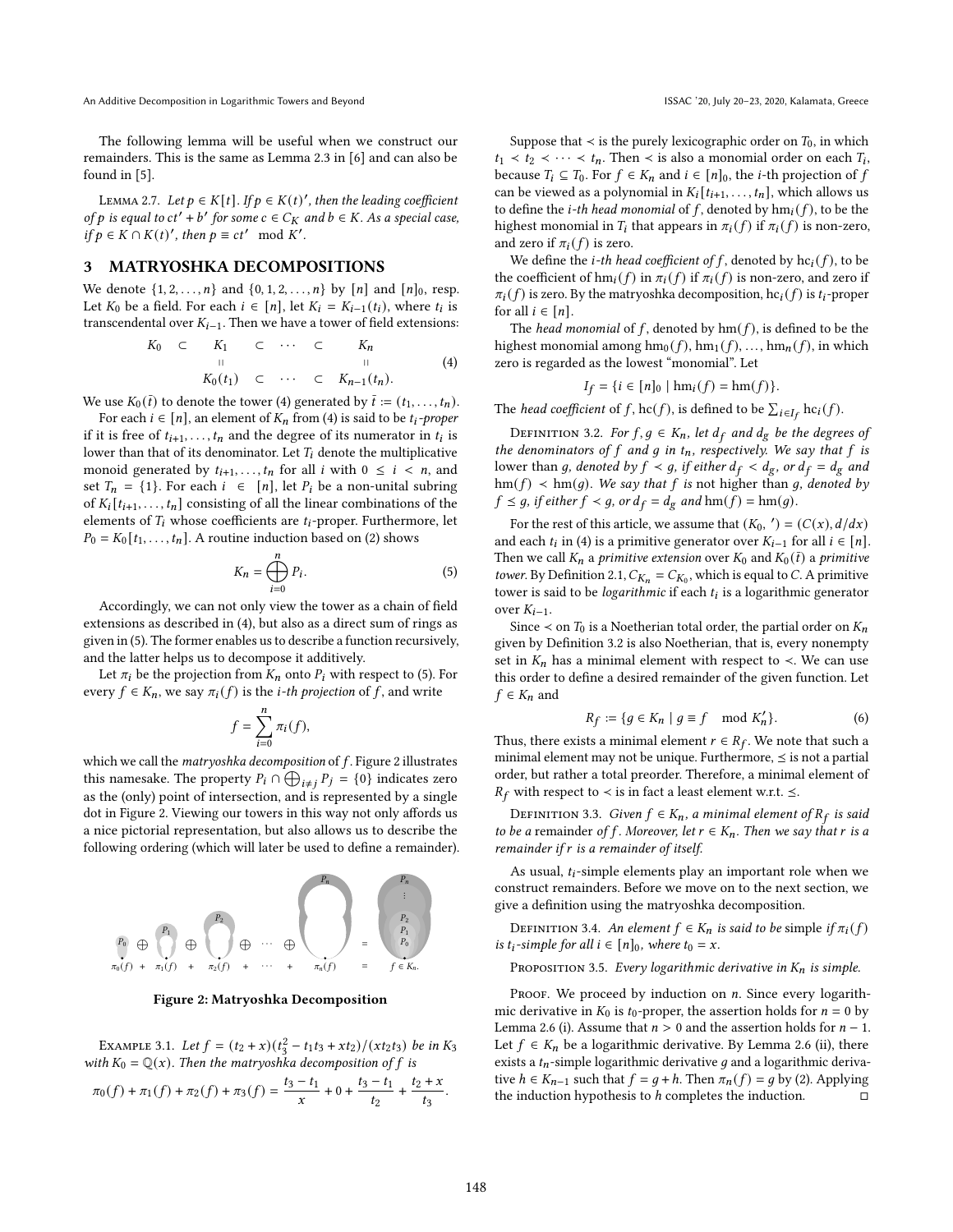The following lemma will be useful when we construct our remainders. This is the same as Lemma 2.3 in [6] and can also be found in [5].

Lemma 2.7. *Let $p \in K[t]$. If $p \in K(t)'$, then the leading coefficient of $p$ is equal to $ct' + b'$ for some $c \in C_K$ and $b \in K$. As a special case, if $p \in K \cap K(t)'$, then $p \equiv ct' \mod K'$.*

## 3 MATRYOSHKA DECOMPOSITIONS

We denote $\{1, 2, \ldots, n\}$ and $\{0, 1, 2, \ldots, n\}$ by $[n]$ and $[n]_0$, resp. Let $K_0$ be a field. For each $i \in [n]$, let $K_i = K_{i-1}(t_i)$, where $t_i$ is transcendental over $K_{i-1}$. Then we have a tower of field extensions:

$$\begin{array}{ccccccc} K_0 & \subset & K_1 & \subset & \cdots & \subset & K_n \\ & & \shortparallel & & & & \shortparallel \\ & & K_0(t_1) & \subset & \cdots & \subset & K_{n-1}(t_n). \end{array} \tag{4}$$

We use $K_0(\bar{t})$ to denote the tower (4) generated by $\bar{t} := (t_1, \ldots, t_n)$.

For each $i \in [n]$, an element of $K_n$ from (4) is said to be $t_i$*-proper* if it is free of $t_{i+1}, \ldots, t_n$ and the degree of its numerator in $t_i$ is lower than that of its denominator. Let $T_i$ denote the multiplicative monoid generated by $t_{i+1}, \ldots, t_n$ for all $i$ with $0 \le i < n$, and set $T_n = \{1\}$. For each $i \in [n]$, let $P_i$ be a non-unital subring of $K_i[t_{i+1}, \ldots, t_n]$ consisting of all the linear combinations of the elements of $T_i$ whose coefficients are $t_i$-proper. Furthermore, let $P_0 = K_0[t_1, \ldots, t_n]$. A routine induction based on (2) shows

$$K_n = \bigoplus_{i=0}^{n} P_i. \tag{5}$$

Accordingly, we can not only view the tower as a chain of field extensions as described in (4), but also as a direct sum of rings as given in (5). The former enables us to describe a function recursively, and the latter helps us to decompose it additively.

Let $\pi_i$ be the projection from $K_n$ onto $P_i$ with respect to (5). For every $f \in K_n$, we say $\pi_i(f)$ is the *i-th projection* of $f$, and write

$$f = \sum_{i=0}^{n} \pi_i(f),$$

which we call the *matryoshka decomposition* of $f$. Figure 2 illustrates this namesake. The property $P_i \cap \bigoplus_{i \neq j} P_j = \{0\}$ indicates zero as the (only) point of intersection, and is represented by a single dot in Figure 2. Viewing our towers in this way not only affords us a nice pictorial representation, but also allows us to describe the following ordering (which will later be used to define a remainder).

Figure 2: Matryoshka Decomposition

Example 3.1. *Let $f = (t_2 + x)(t_3^2 - t_1 t_3 + x t_2)/(x t_2 t_3)$ be in $K_3$ with $K_0 = \mathbb{Q}(x)$. Then the matryoshka decomposition of $f$ is*

$$\pi_0(f) + \pi_1(f) + \pi_2(f) + \pi_3(f) = \frac{t_3 - t_1}{x} + 0 + \frac{t_3 - t_1}{t_2} + \frac{t_2 + x}{t_3}.$$

Suppose that $\prec$ is the purely lexicographic order on $T_0$, in which $t_1 \prec t_2 \prec \cdots \prec t_n$. Then $\prec$ is also a monomial order on each $T_i$, because $T_i \subseteq T_0$. For $f \in K_n$ and $i \in [n]_0$, the $i$-th projection of $f$ can be viewed as a polynomial in $K_i[t_{i+1}, \ldots, t_n]$, which allows us to define the *i-th head monomial* of $f$, denoted by $\text{hm}_i(f)$, to be the highest monomial in $T_i$ that appears in $\pi_i(f)$ if $\pi_i(f)$ is non-zero, and zero if $\pi_i(f)$ is zero.

We define the *i-th head coefficient of* $f$, denoted by $\text{hc}_i(f)$, to be the coefficient of $\text{hm}_i(f)$ in $\pi_i(f)$ if $\pi_i(f)$ is non-zero, and zero if $\pi_i(f)$ is zero. By the matryoshka decomposition, $\text{hc}_i(f)$ is $t_i$-proper for all $i \in [n]$.

The *head monomial* of $f$, denoted by $\text{hm}(f)$, is defined to be the highest monomial among $\text{hm}_0(f), \text{hm}_1(f), \ldots, \text{hm}_n(f)$, in which zero is regarded as the lowest "monomial". Let

$$I_f = \{i \in [n]_0 \mid \text{hm}_i(f) = \text{hm}(f)\}.$$

The *head coefficient* of $f$, $\text{hc}(f)$, is defined to be $\sum_{i \in I_f} \text{hc}_i(f)$.

Definition 3.2. *For $f, g \in K_n$, let $d_f$ and $d_g$ be the degrees of the denominators of $f$ and $g$ in $t_n$, respectively. We say that $f$ is* lower than $g$, *denoted by $f \prec g$, if either $d_f < d_g$, or $d_f = d_g$ and $\text{hm}(f) \prec \text{hm}(g)$. We say that $f$ is* not higher than $g$, *denoted by $f \preceq g$, if either $f \prec g$, or $d_f = d_g$ and $\text{hm}(f) = \text{hm}(g)$.*

For the rest of this article, we assume that $(K_0, ') = (C(x), d/dx)$ and each $t_i$ in (4) is a primitive generator over $K_{i-1}$ for all $i \in [n]$. Then we call $K_n$ a *primitive extension* over $K_0$ and $K_0(\bar{t})$ a *primitive tower*. By Definition 2.1, $C_{K_n} = C_{K_0}$, which is equal to $C$. A primitive tower is said to be *logarithmic* if each $t_i$ is a logarithmic generator over $K_{i-1}$.

Since $\prec$ on $T_0$ is a Noetherian total order, the partial order on $K_n$ given by Definition 3.2 is also Noetherian, that is, every nonempty set in $K_n$ has a minimal element with respect to $\prec$. We can use this order to define a desired remainder of the given function. Let $f \in K_n$ and

$$R_f := \{g \in K_n \mid g \equiv f \mod K_n'\}. \tag{6}$$

Thus, there exists a minimal element $r \in R_f$. We note that such a minimal element may not be unique. Furthermore, $\preceq$ is not a partial order, but rather a total preorder. Therefore, a minimal element of $R_f$ with respect to $\prec$ is in fact a least element w.r.t. $\preceq$.

Definition 3.3. *Given $f \in K_n$, a minimal element of $R_f$ is said to be a* remainder *of $f$. Moreover, let $r \in K_n$. Then we say that $r$ is a remainder if $r$ is a remainder of itself.*

As usual, $t_i$-simple elements play an important role when we construct remainders. Before we move on to the next section, we give a definition using the matryoshka decomposition.

Definition 3.4. *An element $f \in K_n$ is said to be* simple *if $\pi_i(f)$ is $t_i$-simple for all $i \in [n]_0$, where $t_0 = x$.*

Proposition 3.5. *Every logarithmic derivative in $K_n$ is simple.*

Proof. We proceed by induction on $n$. Since every logarithmic derivative in $K_0$ is $t_0$-proper, the assertion holds for $n = 0$ by Lemma 2.6 (i). Assume that $n > 0$ and the assertion holds for $n - 1$. Let $f \in K_n$ be a logarithmic derivative. By Lemma 2.6 (ii), there exists a $t_n$-simple logarithmic derivative $g$ and a logarithmic derivative $h \in K_{n-1}$ such that $f = g + h$. Then $\pi_n(f) = g$ by (2). Applying the induction hypothesis to $h$ completes the induction. □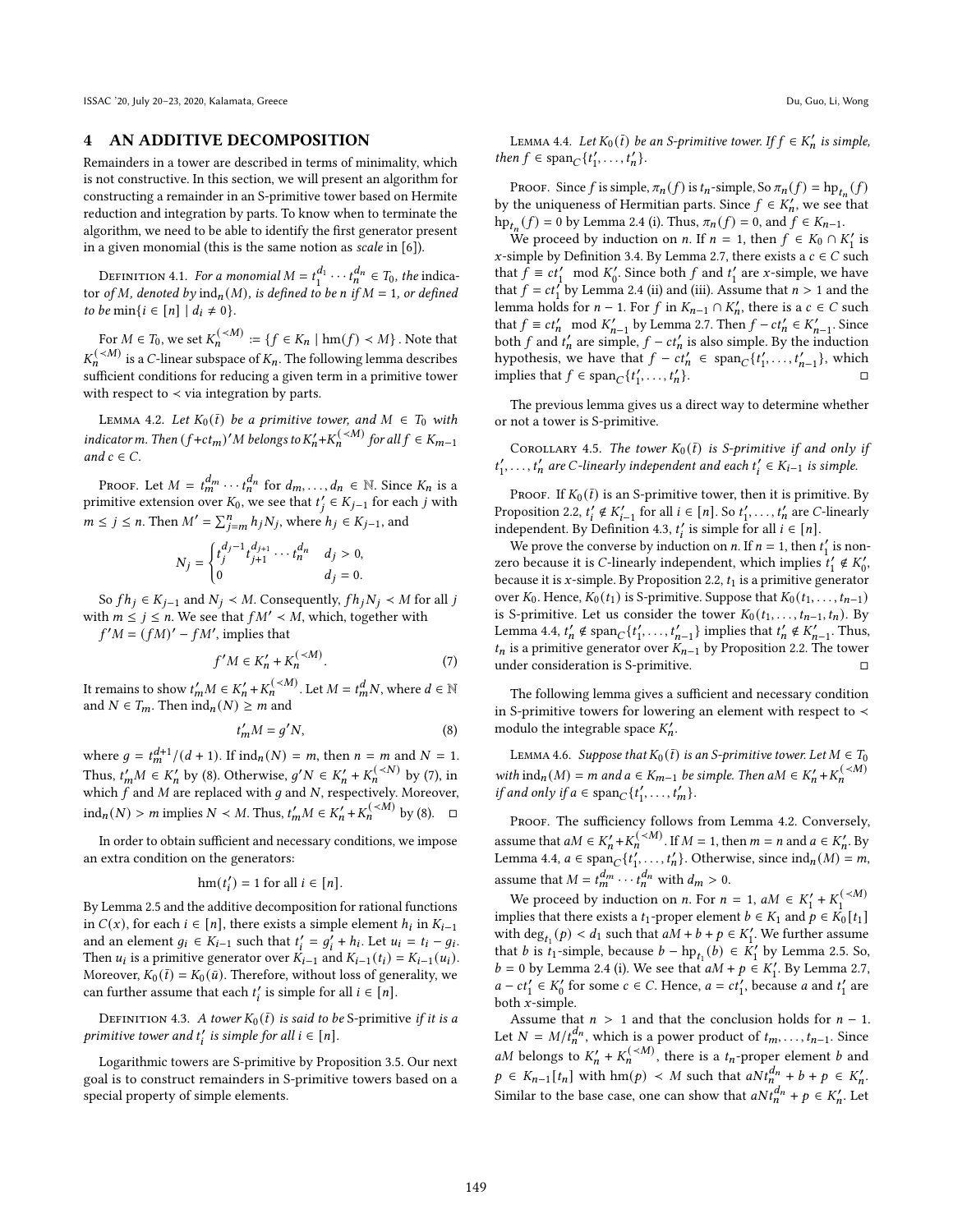## 4 AN ADDITIVE DECOMPOSITION

Remainders in a tower are described in terms of minimality, which is not constructive. In this section, we will present an algorithm for constructing a remainder in an S-primitive tower based on Hermite reduction and integration by parts. To know when to terminate the algorithm, we need to be able to identify the first generator present in a given monomial (this is the same notion as *scale* in [6]).

Definition 4.1. *For a monomial $M = t_1^{d_1} \cdots t_n^{d_n} \in T_0$, the indicator of $M$, denoted by $\mathrm{ind}_n(M)$, is defined to be $n$ if $M = 1$, or defined to be $\min\{i \in [n] \mid d_i \neq 0\}$.*

For $M \in T_0$, we set $K_n^{(\prec M)} := \{f \in K_n \mid \mathrm{hm}(f) \prec M\}$. Note that $K_n^{(\prec M)}$ is a $C$-linear subspace of $K_n$. The following lemma describes sufficient conditions for reducing a given term in a primitive tower with respect to $\prec$ via integration by parts.

Lemma 4.2. *Let $K_0(\bar{t})$ be a primitive tower, and $M \in T_0$ with indicator $m$. Then $(f + ct_m)'M$ belongs to $K_n' + K_n^{(\prec M)}$ for all $f \in K_{m-1}$ and $c \in C$.*

Proof. Let $M = t_m^{d_m} \cdots t_n^{d_n}$ for $d_m, \ldots, d_n \in \mathbb{N}$. Since $K_n$ is a primitive extension over $K_0$, we see that $t_j' \in K_{j-1}$ for each $j$ with $m \leq j \leq n$. Then $M' = \sum_{j=m}^n h_j N_j$, where $h_j \in K_{j-1}$, and

$$N_j = \begin{cases} t_j^{d_j - 1} t_{j+1}^{d_{j+1}} \cdots t_n^{d_n} & d_j > 0, \\ 0 & d_j = 0. \end{cases}$$

So $f h_j \in K_{j-1}$ and $N_j \prec M$. Consequently, $f h_j N_j \prec M$ for all $j$ with $m \leq j \leq n$. We see that $fM' \prec M$, which, together with $f'M = (fM)' - fM'$, implies that

$$f'M \in K_n' + K_n^{(\prec M)}. \tag{7}$$

It remains to show $t_m' M \in K_n' + K_n^{(\prec M)}$. Let $M = t_m^d N$, where $d \in \mathbb{N}$ and $N \in T_m$. Then $\mathrm{ind}_n(N) \geq m$ and

$$t_m' M = g' N, \tag{8}$$

where $g = t_m^{d+1}/(d+1)$. If $\mathrm{ind}_n(N) = m$, then $n = m$ and $N = 1$. Thus, $t_m' M \in K_n'$ by (8). Otherwise, $g'N \in K_n' + K_n^{(\prec N)}$ by (7), in which $f$ and $M$ are replaced with $g$ and $N$, respectively. Moreover, $\mathrm{ind}_n(N) > m$ implies $N \prec M$. Thus, $t_m' M \in K_n' + K_n^{(\prec M)}$ by (8). □

In order to obtain sufficient and necessary conditions, we impose an extra condition on the generators:

$$\mathrm{hm}(t_i') = 1 \text{ for all } i \in [n].$$

By Lemma 2.5 and the additive decomposition for rational functions in $C(x)$, for each $i \in [n]$, there exists a simple element $h_i$ in $K_{i-1}$ and an element $g_i \in K_{i-1}$ such that $t_i' = g_i' + h_i$. Let $u_i = t_i - g_i$. Then $u_i$ is a primitive generator over $K_{i-1}$ and $K_{i-1}(t_i) = K_{i-1}(u_i)$. Moreover, $K_0(\bar{t}) = K_0(\bar{u})$. Therefore, without loss of generality, we can further assume that each $t_i'$ is simple for all $i \in [n]$.

Definition 4.3. *A tower $K_0(\bar{t})$ is said to be* S-primitive *if it is a primitive tower and $t_i'$ is simple for all $i \in [n]$.*

Logarithmic towers are S-primitive by Proposition 3.5. Our next goal is to construct remainders in S-primitive towers based on a special property of simple elements.

Lemma 4.4. *Let $K_0(\bar{t})$ be an S-primitive tower. If $f \in K_n'$ is simple, then $f \in \mathrm{span}_C\{t_1', \ldots, t_n'\}$.*

Proof. Since $f$ is simple, $\pi_n(f)$ is $t_n$-simple, So $\pi_n(f) = \mathrm{hp}_{t_n}(f)$ by the uniqueness of Hermitian parts. Since $f \in K_n'$, we see that $\mathrm{hp}_{t_n}(f) = 0$ by Lemma 2.4 (i). Thus, $\pi_n(f) = 0$, and $f \in K_{n-1}$.

We proceed by induction on $n$. If $n = 1$, then $f \in K_0 \cap K_1'$ is $x$-simple by Definition 3.4. By Lemma 2.7, there exists a $c \in C$ such that $f \equiv ct_1' \mod K_0'$. Since both $f$ and $t_1'$ are $x$-simple, we have that $f = ct_1'$ by Lemma 2.4 (ii) and (iii). Assume that $n > 1$ and the lemma holds for $n - 1$. For $f$ in $K_{n-1} \cap K_n'$, there is a $c \in C$ such that $f \equiv ct_n' \mod K_{n-1}'$ by Lemma 2.7. Then $f - ct_n' \in K_{n-1}'$. Since both $f$ and $t_n'$ are simple, $f - ct_n'$ is also simple. By the induction hypothesis, we have that $f - ct_n' \in \mathrm{span}_C\{t_1', \ldots, t_{n-1}'\}$, which implies that $f \in \mathrm{span}_C\{t_1', \ldots, t_n'\}$. □

The previous lemma gives us a direct way to determine whether or not a tower is S-primitive.

Corollary 4.5. *The tower $K_0(\bar{t})$ is S-primitive if and only if $t_1', \ldots, t_n'$ are $C$-linearly independent and each $t_i' \in K_{i-1}$ is simple.*

Proof. If $K_0(\bar{t})$ is an S-primitive tower, then it is primitive. By Proposition 2.2, $t_i' \notin K_{i-1}'$ for all $i \in [n]$. So $t_1', \ldots, t_n'$ are $C$-linearly independent. By Definition 4.3, $t_i'$ is simple for all $i \in [n]$.

We prove the converse by induction on $n$. If $n = 1$, then $t_1'$ is nonzero because it is $C$-linearly independent, which implies $t_1' \notin K_0'$, because it is $x$-simple. By Proposition 2.2, $t_1$ is a primitive generator over $K_0$. Hence, $K_0(t_1)$ is S-primitive. Suppose that $K_0(t_1, \ldots, t_{n-1})$ is S-primitive. Let us consider the tower $K_0(t_1, \ldots, t_{n-1}, t_n)$. By Lemma 4.4, $t_n' \notin \mathrm{span}_C\{t_1', \ldots, t_{n-1}'\}$ implies that $t_n' \notin K_{n-1}'$. Thus, $t_n$ is a primitive generator over $K_{n-1}$ by Proposition 2.2. The tower under consideration is S-primitive. □

The following lemma gives a sufficient and necessary condition in S-primitive towers for lowering an element with respect to $\prec$ modulo the integrable space $K_n'$.

Lemma 4.6. *Suppose that $K_0(\bar{t})$ is an S-primitive tower. Let $M \in T_0$ with $\mathrm{ind}_n(M) = m$ and $a \in K_{m-1}$ be simple. Then $aM \in K_n' + K_n^{(\prec M)}$ if and only if $a \in \mathrm{span}_C\{t_1', \ldots, t_m'\}$.*

Proof. The sufficiency follows from Lemma 4.2. Conversely, assume that $aM \in K_n' + K_n^{(\prec M)}$. If $M = 1$, then $m = n$ and $a \in K_n'$. By Lemma 4.4, $a \in \mathrm{span}_C\{t_1', \ldots, t_n'\}$. Otherwise, since $\mathrm{ind}_n(M) = m$, assume that $M = t_m^{d_m} \cdots t_n^{d_n}$ with $d_m > 0$.

We proceed by induction on $n$. For $n = 1$, $aM \in K_1' + K_1^{(\prec M)}$ implies that there exists a $t_1$-proper element $b \in K_1$ and $p \in K_0[t_1]$ with $\deg_{t_1}(p) < d_1$ such that $aM + b + p \in K_1'$. We further assume that $b$ is $t_1$-simple, because $b - \mathrm{hp}_{t_1}(b) \in K_1'$ by Lemma 2.5. So, $b = 0$ by Lemma 2.4 (i). We see that $aM + p \in K_1'$. By Lemma 2.7, $a - ct_1' \in K_0'$ for some $c \in C$. Hence, $a = ct_1'$, because $a$ and $t_1'$ are both $x$-simple.

Assume that $n > 1$ and that the conclusion holds for $n - 1$. Let $N = M/t_n^{d_n}$, which is a power product of $t_m, \ldots, t_{n-1}$. Since $aM$ belongs to $K_n' + K_n^{(\prec M)}$, there is a $t_n$-proper element $b$ and $p \in K_{n-1}[t_n]$ with $\mathrm{hm}(p) \prec M$ such that $aNt_n^{d_n} + b + p \in K_n'$. Similar to the base case, one can show that $aNt_n^{d_n} + p \in K_n'$. Let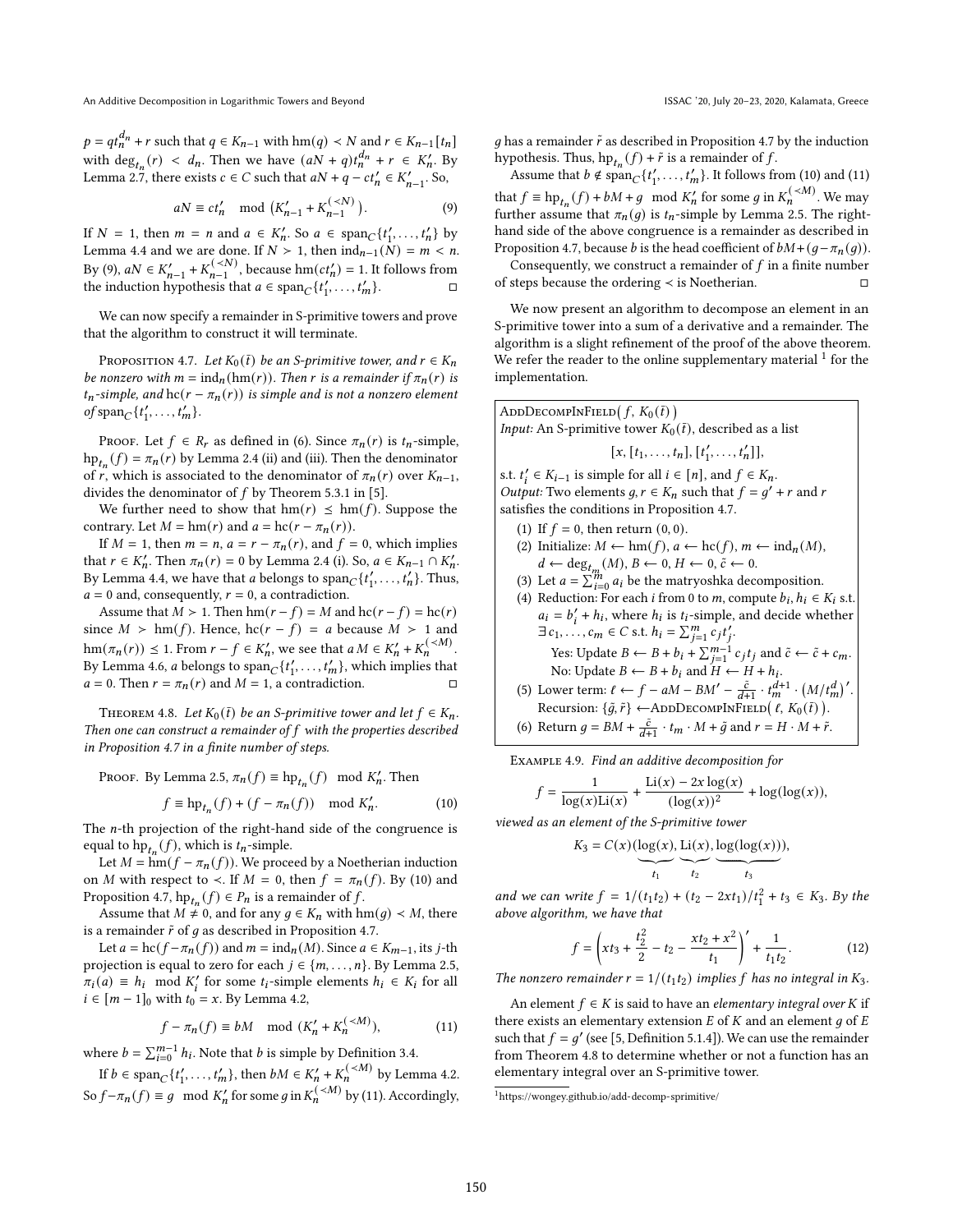$p = qt_n^{d_n} + r$ such that $q \in K_{n-1}$ with $\text{hm}(q) \prec N$ and $r \in K_{n-1}[t_n]$ with $\deg_{t_n}(r) < d_n$. Then we have $(aN + q)t_n^{d_n} + r \in K_n'$. By Lemma 2.7, there exists $c \in C$ such that $aN + q - ct_n' \in K_{n-1}'$. So,

$$aN \equiv ct_n' \mod \left(K_{n-1}' + K_{n-1}^{(\prec N)}\right). \tag{9}$$

If $N = 1$, then $m = n$ and $a \in K_n'$. So $a \in \text{span}_C\{t_1', \dots, t_n'\}$ by Lemma 4.4 and we are done. If $N \succ 1$, then $\text{ind}_{n-1}(N) = m < n$. By (9), $aN \in K_{n-1}' + K_{n-1}^{(\prec N)}$, because $\text{hm}(ct_n') = 1$. It follows from the induction hypothesis that $a \in \text{span}_C\{t_1', \dots, t_m'\}$. □

We can now specify a remainder in S-primitive towers and prove that the algorithm to construct it will terminate.

Proposition 4.7. *Let $K_0(\bar{t})$ be an S-primitive tower, and $r \in K_n$ be nonzero with $m = \text{ind}_n(\text{hm}(r))$. Then $r$ is a remainder if $\pi_n(r)$ is $t_n$-simple, and $\text{hc}(r - \pi_n(r))$ is simple and is not a nonzero element of $\text{span}_C\{t_1', \dots, t_m'\}$.*

Proof. Let $f \in R_r$ as defined in (6). Since $\pi_n(r)$ is $t_n$-simple, $\text{hp}_{t_n}(f) = \pi_n(r)$ by Lemma 2.4 (ii) and (iii). Then the denominator of $r$, which is associated to the denominator of $\pi_n(r)$ over $K_{n-1}$, divides the denominator of $f$ by Theorem 5.3.1 in [5].

We further need to show that $\text{hm}(r) \preceq \text{hm}(f)$. Suppose the contrary. Let $M = \text{hm}(r)$ and $a = \text{hc}(r - \pi_n(r))$.

If $M = 1$, then $m = n$, $a = r - \pi_n(r)$, and $f = 0$, which implies that $r \in K_n'$. Then $\pi_n(r) = 0$ by Lemma 2.4 (i). So, $a \in K_{n-1} \cap K_n'$. By Lemma 4.4, we have that $a$ belongs to $\text{span}_C\{t_1', \dots, t_n'\}$. Thus, $a = 0$ and, consequently, $r = 0$, a contradiction.

Assume that $M \succ 1$. Then $\text{hm}(r - f) = M$ and $\text{hc}(r - f) = \text{hc}(r)$ since $M \succ \text{hm}(f)$. Hence, $\text{hc}(r - f) = a$ because $M \succ 1$ and $\text{hm}(\pi_n(r)) \preceq 1$. From $r - f \in K_n'$, we see that $aM \in K_n' + K_n^{(\prec M)}$. By Lemma 4.6, $a$ belongs to $\text{span}_C\{t_1', \dots, t_m'\}$, which implies that $a = 0$. Then $r = \pi_n(r)$ and $M = 1$, a contradiction. □

Theorem 4.8. *Let $K_0(\bar{t})$ be an S-primitive tower and let $f \in K_n$. Then one can construct a remainder of $f$ with the properties described in Proposition 4.7 in a finite number of steps.*

Proof. By Lemma 2.5, $\pi_n(f) \equiv \text{hp}_{t_n}(f) \mod K_n'$. Then

$$f \equiv \text{hp}_{t_n}(f) + (f - \pi_n(f)) \mod K_n'. \tag{10}$$

The $n$-th projection of the right-hand side of the congruence is equal to $\text{hp}_{t_n}(f)$, which is $t_n$-simple.

Let $M = \text{hm}(f - \pi_n(f))$. We proceed by a Noetherian induction on $M$ with respect to $\prec$. If $M = 0$, then $f = \pi_n(f)$. By (10) and Proposition 4.7, $\text{hp}_{t_n}(f) \in P_n$ is a remainder of $f$.

Assume that $M \neq 0$, and for any $g \in K_n$ with $\text{hm}(g) \prec M$, there is a remainder $\tilde{r}$ of $g$ as described in Proposition 4.7.

Let $a = \text{hc}(f - \pi_n(f))$ and $m = \text{ind}_n(M)$. Since $a \in K_{m-1}$, its $j$-th projection is equal to zero for each $j \in \{m, \dots, n\}$. By Lemma 2.5, $\pi_i(a) \equiv h_i \mod K_i'$ for some $t_i$-simple elements $h_i \in K_i$ for all $i \in [m-1]_0$ with $t_0 = x$. By Lemma 4.2,

$$f - \pi_n(f) \equiv bM \mod (K_n' + K_n^{(\prec M)}), \tag{11}$$

where $b = \sum_{i=0}^{m-1} h_i$. Note that $b$ is simple by Definition 3.4.

If $b \in \text{span}_C\{t_1', \dots, t_m'\}$, then $bM \in K_n' + K_n^{(\prec M)}$ by Lemma 4.2. So $f - \pi_n(f) \equiv g \mod K_n'$ for some $g$ in $K_n^{(\prec M)}$ by (11). Accordingly, $g$ has a remainder $\tilde{r}$ as described in Proposition 4.7 by the induction hypothesis. Thus, $\text{hp}_{t_n}(f) + \tilde{r}$ is a remainder of $f$.

Assume that $b \notin \text{span}_C\{t_1', \dots, t_m'\}$. It follows from (10) and (11) that $f \equiv \text{hp}_{t_n}(f) + bM + g \mod K_n'$ for some $g$ in $K_n^{(\prec M)}$. We may further assume that $\pi_n(g)$ is $t_n$-simple by Lemma 2.5. The right-hand side of the above congruence is a remainder as described in Proposition 4.7, because $b$ is the head coefficient of $bM + (g - \pi_n(g))$.

Consequently, we construct a remainder of $f$ in a finite number of steps because the ordering $\prec$ is Noetherian. □

We now present an algorithm to decompose an element in an S-primitive tower into a sum of a derivative and a remainder. The algorithm is a slight refinement of the proof of the above theorem. We refer the reader to the online supplementary material [1] for the implementation.

AddDecompInField$\left(f, K_0(\bar{t})\right)$
*Input:* An S-primitive tower $K_0(\bar{t})$, described as a list

$$[x, [t_1, \dots, t_n], [t_1', \dots, t_n']],$$

s.t. $t_i' \in K_{i-1}$ is simple for all $i \in [n]$, and $f \in K_n$.
*Output:* Two elements $g, r \in K_n$ such that $f = g' + r$ and $r$ satisfies the conditions in Proposition 4.7.

1. If $f = 0$, then return $(0, 0)$.
2. Initialize: $M \leftarrow \text{hm}(f)$, $a \leftarrow \text{hc}(f)$, $m \leftarrow \text{ind}_n(M)$, $d \leftarrow \deg_{t_m}(M)$, $B \leftarrow 0$, $H \leftarrow 0$, $\tilde{c} \leftarrow 0$.
3. Let $a = \sum_{i=0}^{m} a_i$ be the matryoshka decomposition.
4. Reduction: For each $i$ from 0 to $m$, compute $b_i, h_i \in K_i$ s.t. $a_i = b_i' + h_i$, where $h_i$ is $t_i$-simple, and decide whether $\exists c_1, \dots, c_m \in C$ s.t. $h_i = \sum_{j=1}^{m} c_j t_j'$.
   Yes: Update $B \leftarrow B + b_i + \sum_{j=1}^{m-1} c_j t_j$ and $\tilde{c} \leftarrow \tilde{c} + c_m$.
   No: Update $B \leftarrow B + b_i$ and $H \leftarrow H + h_i$.
5. Lower term: $\ell \leftarrow f - aM - BM' - \frac{\tilde{c}}{d+1} \cdot t_m^{d+1} \cdot \left(M/t_m^d\right)'$.
   Recursion: $\{\tilde{g}, \tilde{r}\} \leftarrow$AddDecompInField$\left(\ell, K_0(\bar{t})\right)$.
6. Return $g = BM + \frac{\tilde{c}}{d+1} \cdot t_m \cdot M + \tilde{g}$ and $r = H \cdot M + \tilde{r}$.

Example 4.9. *Find an additive decomposition for*

$$f = \frac{1}{\log(x)\text{Li}(x)} + \frac{\text{Li}(x) - 2x\log(x)}{(\log(x))^2} + \log(\log(x)),$$

*viewed as an element of the S-primitive tower*

$$K_3 = C(x)(\underbrace{\log(x)}_{t_1}, \underbrace{\text{Li}(x)}_{t_2}, \underbrace{\log(\log(x))}_{t_3}),$$

*and we can write $f = 1/(t_1t_2) + (t_2 - 2xt_1)/t_1^2 + t_3 \in K_3$. By the above algorithm, we have that*

$$f = \left(xt_3 + \frac{t_2^2}{2} - t_2 - \frac{xt_2 + x^2}{t_1}\right)' + \frac{1}{t_1t_2}. \tag{12}$$

*The nonzero remainder $r = 1/(t_1t_2)$ implies $f$ has no integral in $K_3$.*

An element $f \in K$ is said to have an *elementary integral over $K$* if there exists an elementary extension $E$ of $K$ and an element $g$ of $E$ such that $f = g'$ (see [5, Definition 5.1.4]). We can use the remainder from Theorem 4.8 to determine whether or not a function has an elementary integral over an S-primitive tower.

[1] https://wongey.github.io/add-decomp-sprimitive/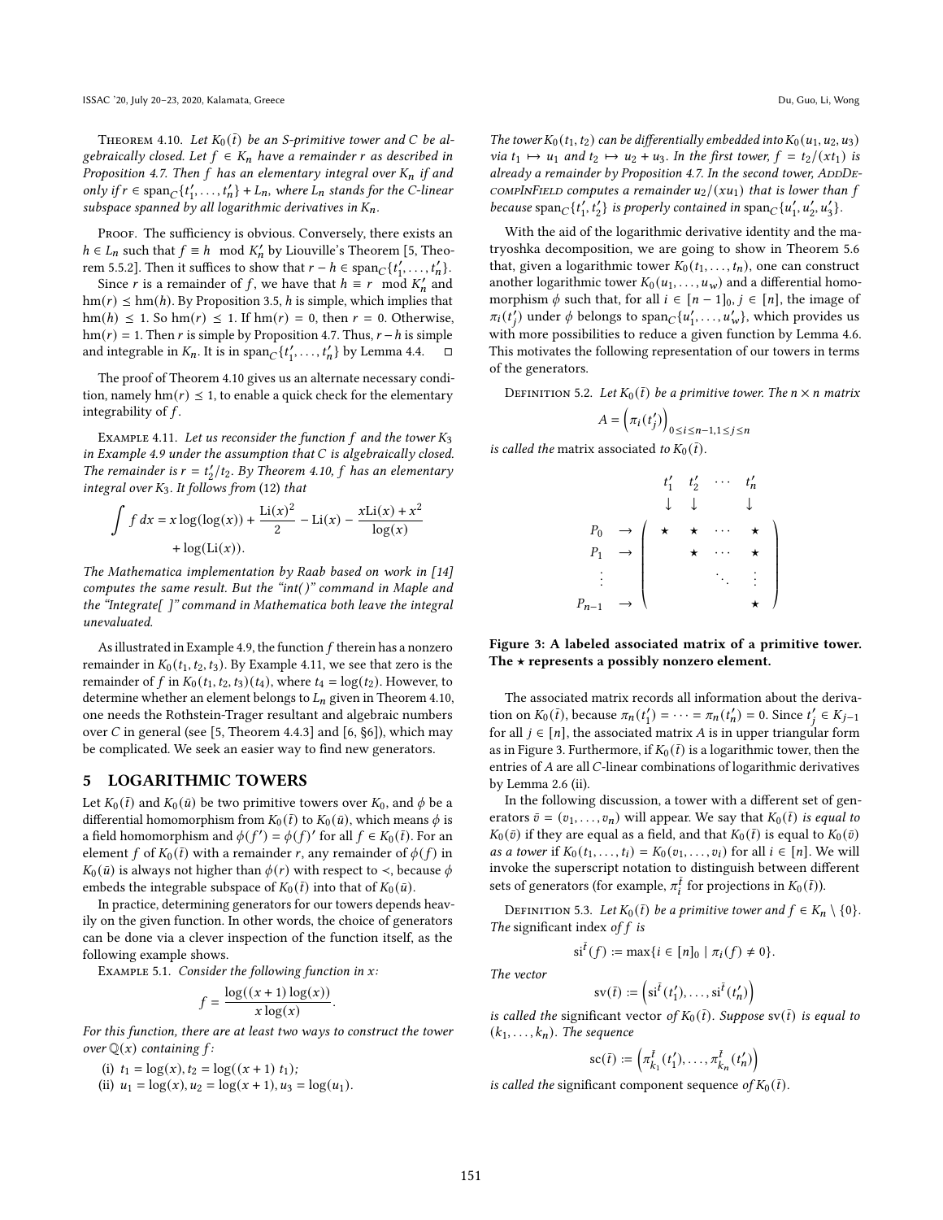Theorem 4.10. *Let $K_0(\bar{t})$ be an S-primitive tower and $C$ be algebraically closed. Let $f \in K_n$ have a remainder $r$ as described in Proposition 4.7. Then $f$ has an elementary integral over $K_n$ if and only if $r \in \operatorname{span}_C\{t_1', \ldots, t_n'\} + L_n$, where $L_n$ stands for the $C$-linear subspace spanned by all logarithmic derivatives in $K_n$.*

Proof. The sufficiency is obvious. Conversely, there exists an $h \in L_n$ such that $f \equiv h \mod K_n'$ by Liouville's Theorem [5, Theorem 5.5.2]. Then it suffices to show that $r - h \in \operatorname{span}_C\{t_1', \ldots, t_n'\}$.

Since $r$ is a remainder of $f$, we have that $h \equiv r \mod K_n'$ and $\operatorname{hm}(r) \preceq \operatorname{hm}(h)$. By Proposition 3.5, $h$ is simple, which implies that $\operatorname{hm}(h) \preceq 1$. So $\operatorname{hm}(r) \preceq 1$. If $\operatorname{hm}(r) = 0$, then $r = 0$. Otherwise, $\operatorname{hm}(r) = 1$. Then $r$ is simple by Proposition 4.7. Thus, $r - h$ is simple and integrable in $K_n$. It is in $\operatorname{span}_C\{t_1', \ldots, t_n'\}$ by Lemma 4.4. □

The proof of Theorem 4.10 gives us an alternate necessary condition, namely $\operatorname{hm}(r) \preceq 1$, to enable a quick check for the elementary integrability of $f$.

Example 4.11. *Let us reconsider the function $f$ and the tower $K_3$ in Example 4.9 under the assumption that $C$ is algebraically closed. The remainder is $r = t_2'/t_2$. By Theorem 4.10, $f$ has an elementary integral over $K_3$. It follows from (12) that*

$$\int f\,dx = x\log(\log(x)) + \frac{\operatorname{Li}(x)^2}{2} - \operatorname{Li}(x) - \frac{x\operatorname{Li}(x) + x^2}{\log(x)} + \log(\operatorname{Li}(x)).$$

*The Mathematica implementation by Raab based on work in [14] computes the same result. But the "int( )" command in Maple and the "Integrate[ ]" command in Mathematica both leave the integral unevaluated.*

As illustrated in Example 4.9, the function $f$ therein has a nonzero remainder in $K_0(t_1, t_2, t_3)$. By Example 4.11, we see that zero is the remainder of $f$ in $K_0(t_1, t_2, t_3)(t_4)$, where $t_4 = \log(t_2)$. However, to determine whether an element belongs to $L_n$ given in Theorem 4.10, one needs the Rothstein-Trager resultant and algebraic numbers over $C$ in general (see [5, Theorem 4.4.3] and [6, §6]), which may be complicated. We seek an easier way to find new generators.

## 5 LOGARITHMIC TOWERS

Let $K_0(\bar{t})$ and $K_0(\bar{u})$ be two primitive towers over $K_0$, and $\phi$ be a differential homomorphism from $K_0(\bar{t})$ to $K_0(\bar{u})$, which means $\phi$ is a field homomorphism and $\phi(f') = \phi(f)'$ for all $f \in K_0(\bar{t})$. For an element $f$ of $K_0(\bar{t})$ with a remainder $r$, any remainder of $\phi(f)$ in $K_0(\bar{u})$ is always not higher than $\phi(r)$ with respect to $\prec$, because $\phi$ embeds the integrable subspace of $K_0(\bar{t})$ into that of $K_0(\bar{u})$.

In practice, determining generators for our towers depends heavily on the given function. In other words, the choice of generators can be done via a clever inspection of the function itself, as the following example shows.

Example 5.1. *Consider the following function in $x$:*

$$f = \frac{\log((x+1)\log(x))}{x\log(x)}.$$

*For this function, there are at least two ways to construct the tower over $\mathbb{Q}(x)$ containing $f$:*

*(i) $t_1 = \log(x)$, $t_2 = \log((x+1)\,t_1)$;*

*(ii) $u_1 = \log(x)$, $u_2 = \log(x+1)$, $u_3 = \log(u_1)$.*

*The tower $K_0(t_1, t_2)$ can be differentially embedded into $K_0(u_1, u_2, u_3)$ via $t_1 \mapsto u_1$ and $t_2 \mapsto u_2 + u_3$. In the first tower, $f = t_2/(xt_1)$ is already a remainder by Proposition 4.7. In the second tower,* AddDecompInField *computes a remainder $u_2/(xu_1)$ that is lower than $f$ because $\operatorname{span}_C\{t_1', t_2'\}$ is properly contained in $\operatorname{span}_C\{u_1', u_2', u_3'\}$.*

With the aid of the logarithmic derivative identity and the matryoshka decomposition, we are going to show in Theorem 5.6 that, given a logarithmic tower $K_0(t_1, \ldots, t_n)$, one can construct another logarithmic tower $K_0(u_1, \ldots, u_w)$ and a differential homomorphism $\phi$ such that, for all $i \in [n-1]_0$, $j \in [n]$, the image of $\pi_i(t_j')$ under $\phi$ belongs to $\operatorname{span}_C\{u_1', \ldots, u_w'\}$, which provides us with more possibilities to reduce a given function by Lemma 4.6. This motivates the following representation of our towers in terms of the generators.

Definition 5.2. *Let $K_0(\bar{t})$ be a primitive tower. The $n \times n$ matrix*

$$A = \left(\pi_i(t_j')\right)_{0 \le i \le n-1, 1 \le j \le n}$$

*is called the* matrix associated *to $K_0(\bar{t})$.*

$$\begin{array}{cc} & \begin{array}{cccc} t_1' & t_2' & \cdots & t_n' \\ \downarrow & \downarrow & & \downarrow \end{array} \\ \begin{array}{c} P_0 \;\rightarrow \\ P_1 \;\rightarrow \\ \vdots \\ P_{n-1} \;\rightarrow \end{array} & \begin{pmatrix} \star & \star & \cdots & \star \\ & \star & \cdots & \star \\ & & \ddots & \vdots \\ & & & \star \end{pmatrix} \end{array}$$

**Figure 3: A labeled associated matrix of a primitive tower. The $\star$ represents a possibly nonzero element.**

The associated matrix records all information about the derivation on $K_0(\bar{t})$, because $\pi_n(t_1') = \cdots = \pi_n(t_n') = 0$. Since $t_j' \in K_{j-1}$ for all $j \in [n]$, the associated matrix $A$ is in upper triangular form as in Figure 3. Furthermore, if $K_0(\bar{t})$ is a logarithmic tower, then the entries of $A$ are all $C$-linear combinations of logarithmic derivatives by Lemma 2.6 (ii).

In the following discussion, a tower with a different set of generators $\bar{v} = (v_1, \ldots, v_n)$ will appear. We say that $K_0(\bar{t})$ *is equal to* $K_0(\bar{v})$ if they are equal as a field, and that $K_0(\bar{t})$ is equal to $K_0(\bar{v})$ *as a tower* if $K_0(t_1, \ldots, t_i) = K_0(v_1, \ldots, v_i)$ for all $i \in [n]$. We will invoke the superscript notation to distinguish between different sets of generators (for example, $\pi_i^{\bar{t}}$ for projections in $K_0(\bar{t})$).

Definition 5.3. *Let $K_0(\bar{t})$ be a primitive tower and $f \in K_n \setminus \{0\}$. The* significant index *of $f$ is*

$$\operatorname{si}^{\bar{t}}(f) := \max\{i \in [n]_0 \mid \pi_i(f) \neq 0\}.$$

*The vector*

$$\operatorname{sv}(\bar{t}) := \left(\operatorname{si}^{\bar{t}}(t_1'), \ldots, \operatorname{si}^{\bar{t}}(t_n')\right)$$

*is called the* significant vector *of $K_0(\bar{t})$. Suppose $\operatorname{sv}(\bar{t})$ is equal to $(k_1, \ldots, k_n)$. The sequence*

$$\operatorname{sc}(\bar{t}) := \left(\pi_{k_1}^{\bar{t}}(t_1'), \ldots, \pi_{k_n}^{\bar{t}}(t_n')\right)$$

*is called the* significant component sequence *of $K_0(\bar{t})$.*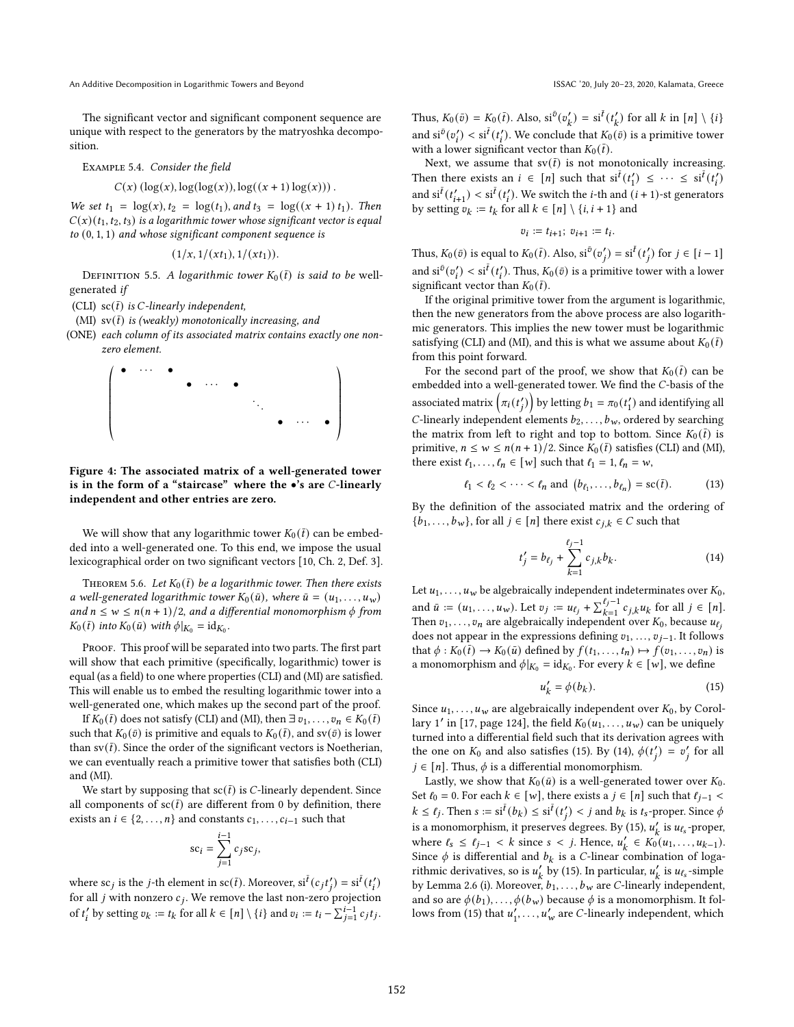The significant vector and significant component sequence are unique with respect to the generators by the matryoshka decomposition.

Example 5.4. *Consider the field*

$$C(x)\left(\log(x), \log(\log(x)), \log((x+1)\log(x))\right).$$

*We set $t_1 = \log(x)$, $t_2 = \log(t_1)$, and $t_3 = \log((x+1)\,t_1)$. Then $C(x)(t_1, t_2, t_3)$ is a logarithmic tower whose significant vector is equal to $(0, 1, 1)$ and whose significant component sequence is*

$$(1/x, 1/(xt_1), 1/(xt_1)).$$

Definition 5.5. *A logarithmic tower $K_0(\bar{t})$ is said to be* well-generated *if*

- (CLI) $\mathrm{sc}(\bar{t})$ *is $C$-linearly independent,*
- (MI) $\mathrm{sv}(\bar{t})$ *is (weakly) monotonically increasing, and*
- (ONE) *each column of its associated matrix contains exactly one nonzero element.*

$$\begin{pmatrix} \bullet & \cdots & \bullet & & & & & & \\ & & & \bullet & \cdots & \bullet & & & \\ & & & & & & \ddots & & \\ & & & & & & & \bullet & \cdots & \bullet \end{pmatrix}$$

**Figure 4: The associated matrix of a well-generated tower is in the form of a "staircase" where the $\bullet$'s are $C$-linearly independent and other entries are zero.**

We will show that any logarithmic tower $K_0(\bar{t})$ can be embedded into a well-generated one. To this end, we impose the usual lexicographical order on two significant vectors [10, Ch. 2, Def. 3].

Theorem 5.6. *Let $K_0(\bar{t})$ be a logarithmic tower. Then there exists a well-generated logarithmic tower $K_0(\bar{u})$, where $\bar{u} = (u_1, \ldots, u_w)$ and $n \le w \le n(n+1)/2$, and a differential monomorphism $\phi$ from $K_0(\bar{t})$ into $K_0(\bar{u})$ with $\phi|_{K_0} = \mathrm{id}_{K_0}$.*

Proof. This proof will be separated into two parts. The first part will show that each primitive (specifically, logarithmic) tower is equal (as a field) to one where properties (CLI) and (MI) are satisfied. This will enable us to embed the resulting logarithmic tower into a well-generated one, which makes up the second part of the proof.

If $K_0(\bar{t})$ does not satisfy (CLI) and (MI), then $\exists\, v_1, \ldots, v_n \in K_0(\bar{t})$ such that $K_0(\bar{v})$ is primitive and equals to $K_0(\bar{t})$, and $\mathrm{sv}(\bar{v})$ is lower than $\mathrm{sv}(\bar{t})$. Since the order of the significant vectors is Noetherian, we can eventually reach a primitive tower that satisfies both (CLI) and (MI).

We start by supposing that $\mathrm{sc}(\bar{t})$ is $C$-linearly dependent. Since all components of $\mathrm{sc}(\bar{t})$ are different from 0 by definition, there exists an $i \in \{2, \ldots, n\}$ and constants $c_1, \ldots, c_{i-1}$ such that

$$\mathrm{sc}_i = \sum_{j=1}^{i-1} c_j \mathrm{sc}_j,$$

where $\mathrm{sc}_j$ is the $j$-th element in $\mathrm{sc}(\bar{t})$. Moreover, $\mathrm{si}^{\bar{t}}(c_j t_j') = \mathrm{si}^{\bar{t}}(t_i')$ for all $j$ with nonzero $c_j$. We remove the last non-zero projection of $t_i'$ by setting $v_k := t_k$ for all $k \in [n] \setminus \{i\}$ and $v_i := t_i - \sum_{j=1}^{i-1} c_j t_j$. Thus, $K_0(\bar{v}) = K_0(\bar{t})$. Also, $\mathrm{si}^{\bar{v}}(v_k') = \mathrm{si}^{\bar{t}}(t_k')$ for all $k$ in $[n] \setminus \{i\}$ and $\mathrm{si}^{\bar{v}}(v_i') < \mathrm{si}^{\bar{t}}(t_i')$. We conclude that $K_0(\bar{v})$ is a primitive tower with a lower significant vector than $K_0(\bar{t})$.

Next, we assume that $\mathrm{sv}(\bar{t})$ is not monotonically increasing. Then there exists an $i \in [n]$ such that $\mathrm{si}^{\bar{t}}(t_1') \le \cdots \le \mathrm{si}^{\bar{t}}(t_i')$ and $\mathrm{si}^{\bar{t}}(t_{i+1}') < \mathrm{si}^{\bar{t}}(t_i')$. We switch the $i$-th and $(i+1)$-st generators by setting $v_k := t_k$ for all $k \in [n] \setminus \{i, i+1\}$ and

$$v_i := t_{i+1};\ v_{i+1} := t_i.$$

Thus, $K_0(\bar{v})$ is equal to $K_0(\bar{t})$. Also, $\mathrm{si}^{\bar{v}}(v_j') = \mathrm{si}^{\bar{t}}(t_j')$ for $j \in [i-1]$ and $\mathrm{si}^{\bar{v}}(v_i') < \mathrm{si}^{\bar{t}}(t_i')$. Thus, $K_0(\bar{v})$ is a primitive tower with a lower significant vector than $K_0(\bar{t})$.

If the original primitive tower from the argument is logarithmic, then the new generators from the above process are also logarithmic generators. This implies the new tower must be logarithmic satisfying (CLI) and (MI), and this is what we assume about $K_0(\bar{t})$ from this point forward.

For the second part of the proof, we show that $K_0(\bar{t})$ can be embedded into a well-generated tower. We find the $C$-basis of the associated matrix $\left(\pi_i(t_j')\right)$ by letting $b_1 = \pi_0(t_1')$ and identifying all $C$-linearly independent elements $b_2, \ldots, b_w$, ordered by searching the matrix from left to right and top to bottom. Since $K_0(\bar{t})$ is primitive, $n \le w \le n(n+1)/2$. Since $K_0(\bar{t})$ satisfies (CLI) and (MI), there exist $\ell_1, \ldots, \ell_n \in [w]$ such that $\ell_1 = 1, \ell_n = w$,

$$\ell_1 < \ell_2 < \cdots < \ell_n \text{ and } \left(b_{\ell_1}, \ldots, b_{\ell_n}\right) = \mathrm{sc}(\bar{t}). \tag{13}$$

By the definition of the associated matrix and the ordering of $\{b_1, \ldots, b_w\}$, for all $j \in [n]$ there exist $c_{j,k} \in C$ such that

$$t_j' = b_{\ell_j} + \sum_{k=1}^{\ell_j - 1} c_{j,k} b_k. \tag{14}$$

Let $u_1, \ldots, u_w$ be algebraically independent indeterminates over $K_0$, and $\bar{u} := (u_1, \ldots, u_w)$. Let $v_j := u_{\ell_j} + \sum_{k=1}^{\ell_j - 1} c_{j,k} u_k$ for all $j \in [n]$. Then $v_1, \ldots, v_n$ are algebraically independent over $K_0$, because $u_{\ell_j}$ does not appear in the expressions defining $v_1, \ldots, v_{j-1}$. It follows that $\phi : K_0(\bar{t}) \to K_0(\bar{u})$ defined by $f(t_1, \ldots, t_n) \mapsto f(v_1, \ldots, v_n)$ is a monomorphism and $\phi|_{K_0} = \mathrm{id}_{K_0}$. For every $k \in [w]$, we define

$$u_k' = \phi(b_k). \tag{15}$$

Since $u_1, \ldots, u_w$ are algebraically independent over $K_0$, by Corollary $1'$ in [17, page 124], the field $K_0(u_1, \ldots, u_w)$ can be uniquely turned into a differential field such that its derivation agrees with the one on $K_0$ and also satisfies (15). By (14), $\phi(t_j') = v_j'$ for all $j \in [n]$. Thus, $\phi$ is a differential monomorphism.

Lastly, we show that $K_0(\bar{u})$ is a well-generated tower over $K_0$. Set $\ell_0 = 0$. For each $k \in [w]$, there exists a $j \in [n]$ such that $\ell_{j-1} < k \le \ell_j$. Then $s := \mathrm{si}^{\bar{t}}(b_k) \le \mathrm{si}^{\bar{t}}(t_j') < j$ and $b_k$ is $t_s$-proper. Since $\phi$ is a monomorphism, it preserves degrees. By (15), $u_k'$ is $u_{\ell_s}$-proper, where $\ell_s \le \ell_{j-1} < k$ since $s < j$. Hence, $u_k' \in K_0(u_1, \ldots, u_{k-1})$. Since $\phi$ is differential and $b_k$ is a $C$-linear combination of logarithmic derivatives, so is $u_k'$ by (15). In particular, $u_k'$ is $u_{\ell_s}$-simple by Lemma 2.6 (i). Moreover, $b_1, \ldots, b_w$ are $C$-linearly independent, and so are $\phi(b_1), \ldots, \phi(b_w)$ because $\phi$ is a monomorphism. It follows from (15) that $u_1', \ldots, u_w'$ are $C$-linearly independent, which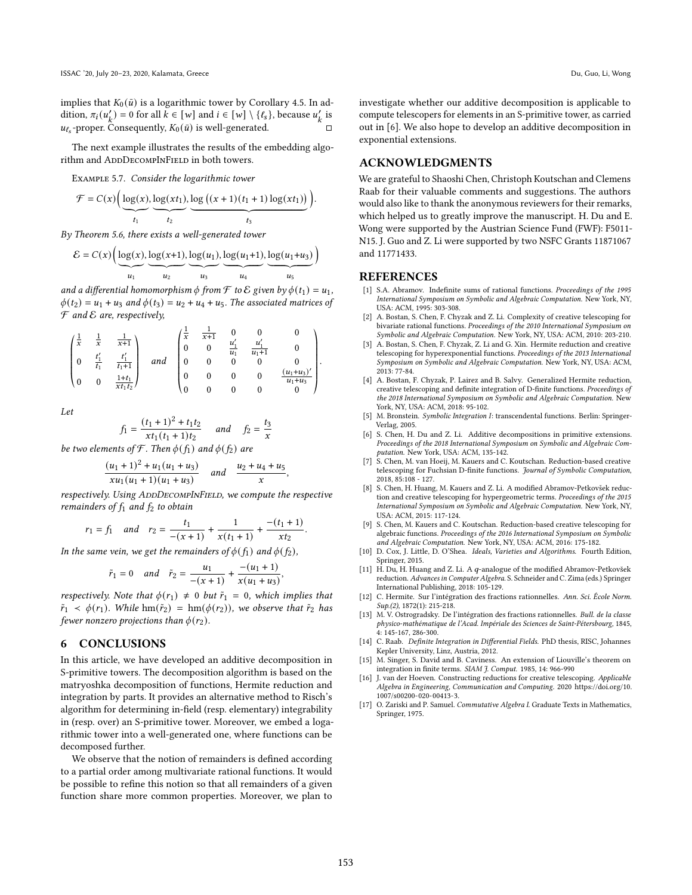implies that $K_0(\bar{u})$ is a logarithmic tower by Corollary 4.5. In addition, $\pi_i(u'_k) = 0$ for all $k \in [w]$ and $i \in [w] \setminus \{\ell_s\}$, because $u'_k$ is $u_{\ell_s}$-proper. Consequently, $K_0(\bar{u})$ is well-generated. □

The next example illustrates the results of the embedding algorithm and AddDecompInField in both towers.

Example 5.7. *Consider the logarithmic tower*

$$\mathcal{F} = C(x)\Big(\underbrace{\log(x)}_{t_1}, \underbrace{\log(xt_1)}_{t_2}, \underbrace{\log\big((x+1)(t_1+1)\log(xt_1)\big)}_{t_3}\Big).$$

*By Theorem 5.6, there exists a well-generated tower*

$$\mathcal{E} = C(x)\Big(\underbrace{\log(x)}_{u_1}, \underbrace{\log(x+1)}_{u_2}, \underbrace{\log(u_1)}_{u_3}, \underbrace{\log(u_1+1)}_{u_4}, \underbrace{\log(u_1+u_3)}_{u_5}\Big)$$

*and a differential homomorphism $\phi$ from $\mathcal{F}$ to $\mathcal{E}$ given by $\phi(t_1) = u_1$, $\phi(t_2) = u_1 + u_3$ and $\phi(t_3) = u_2 + u_4 + u_5$. The associated matrices of $\mathcal{F}$ and $\mathcal{E}$ are, respectively,*

$$\begin{pmatrix} \frac{1}{x} & \frac{1}{x} & \frac{1}{x+1} \\ 0 & \frac{t_1'}{t_1} & \frac{t_1'}{t_1+1} \\ 0 & 0 & \frac{1+t_1}{xt_1t_2} \end{pmatrix} \quad and \quad \begin{pmatrix} \frac{1}{x} & \frac{1}{x+1} & 0 & 0 & 0 \\ 0 & 0 & \frac{u_1'}{u_1} & \frac{u_1'}{u_1+1} & 0 \\ 0 & 0 & 0 & 0 & 0 \\ 0 & 0 & 0 & 0 & \frac{(u_1+u_3)'}{u_1+u_3} \\ 0 & 0 & 0 & 0 & 0 \end{pmatrix}.$$

*Let*

$$f_1 = \frac{(t_1+1)^2 + t_1t_2}{xt_1(t_1+1)t_2} \quad and \quad f_2 = \frac{t_3}{x}$$

*be two elements of $\mathcal{F}$. Then $\phi(f_1)$ and $\phi(f_2)$ are*

$$\frac{(u_1+1)^2 + u_1(u_1+u_3)}{xu_1(u_1+1)(u_1+u_3)} \quad and \quad \frac{u_2+u_4+u_5}{x},$$

*respectively. Using* AddDecompInField*, we compute the respective remainders of $f_1$ and $f_2$ to obtain*

$$r_1 = f_1 \quad and \quad r_2 = \frac{t_1}{-(x+1)} + \frac{1}{x(t_1+1)} + \frac{-(t_1+1)}{xt_2}.$$

*In the same vein, we get the remainders of $\phi(f_1)$ and $\phi(f_2)$,*

$$\tilde{r}_1 = 0 \quad and \quad \tilde{r}_2 = \frac{u_1}{-(x+1)} + \frac{-(u_1+1)}{x(u_1+u_3)},$$

*respectively. Note that $\phi(r_1) \neq 0$ but $\tilde{r}_1 = 0$, which implies that $\tilde{r}_1 \prec \phi(r_1)$. While $\operatorname{hm}(\tilde{r}_2) = \operatorname{hm}(\phi(r_2))$, we observe that $\tilde{r}_2$ has fewer nonzero projections than $\phi(r_2)$.*

## 6 CONCLUSIONS

In this article, we have developed an additive decomposition in S-primitive towers. The decomposition algorithm is based on the matryoshka decomposition of functions, Hermite reduction and integration by parts. It provides an alternative method to Risch's algorithm for determining in-field (resp. elementary) integrability in (resp. over) an S-primitive tower. Moreover, we embed a logarithmic tower into a well-generated one, where functions can be decomposed further.

We observe that the notion of remainders is defined according to a partial order among multivariate rational functions. It would be possible to refine this notion so that all remainders of a given function share more common properties. Moreover, we plan to investigate whether our additive decomposition is applicable to compute telescopers for elements in an S-primitive tower, as carried out in [6]. We also hope to develop an additive decomposition in exponential extensions.

## ACKNOWLEDGMENTS

We are grateful to Shaoshi Chen, Christoph Koutschan and Clemens Raab for their valuable comments and suggestions. The authors would also like to thank the anonymous reviewers for their remarks, which helped us to greatly improve the manuscript. H. Du and E. Wong were supported by the Austrian Science Fund (FWF): F5011-N15. J. Guo and Z. Li were supported by two NSFC Grants 11871067 and 11771433.

## REFERENCES

[1] S.A. Abramov. Indefinite sums of rational functions. *Proceedings of the 1995 International Symposium on Symbolic and Algebraic Computation.* New York, NY, USA: ACM, 1995: 303-308.

[2] A. Bostan, S. Chen, F. Chyzak and Z. Li. Complexity of creative telescoping for bivariate rational functions. *Proceedings of the 2010 International Symposium on Symbolic and Algebraic Computation.* New York, NY, USA: ACM, 2010: 203-210.

[3] A. Bostan, S. Chen, F. Chyzak, Z. Li and G. Xin. Hermite reduction and creative telescoping for hyperexponential functions. *Proceedings of the 2013 International Symposium on Symbolic and Algebraic Computation.* New York, NY, USA: ACM, 2013: 77-84.

[4] A. Bostan, F. Chyzak, P. Lairez and B. Salvy. Generalized Hermite reduction, creative telescoping and definite integration of D-finite functions. *Proceedings of the 2018 International Symposium on Symbolic and Algebraic Computation.* New York, NY, USA: ACM, 2018: 95-102.

[5] M. Bronstein. *Symbolic Integration I*: transcendental functions. Berlin: Springer-Verlag, 2005.

[6] S. Chen, H. Du and Z. Li. Additive decompositions in primitive extensions. *Proceedings of the 2018 International Symposium on Symbolic and Algebraic Computation.* New York, NY, USA: ACM, 135-142.

[7] S. Chen, M. van Hoeij, M. Kauers and C. Koutschan. Reduction-based creative telescoping for Fuchsian D-finite functions. *Journal of Symbolic Computation*, 2018, 85:108 - 127.

[8] S. Chen, H. Huang, M. Kauers and Z. Li. A modified Abramov-Petkovšek reduction and creative telescoping for hypergeometric terms. *Proceedings of the 2015 International Symposium on Symbolic and Algebraic Computation.* New York, NY, USA: ACM, 2015: 117-124.

[9] S. Chen, M. Kauers and C. Koutschan. Reduction-based creative telescoping for algebraic functions. *Proceedings of the 2016 International Symposium on Symbolic and Algebraic Computation.* New York, NY, USA: ACM, 2016: 175-182.

[10] D. Cox, J. Little, D. O'Shea. *Ideals, Varieties and Algorithms.* Fourth Edition, Springer, 2015.

[11] H. Du, H. Huang and Z. Li. A $q$-analogue of the modified Abramov-Petkovšek reduction. *Advances in Computer Algebra.* S. Schneider and C. Zima (eds.) Springer International Publishing, 2018: 105-129.

[12] C. Hermite. Sur l'intégration des fractions rationnelles. *Ann. Sci. École Norm. Sup.(2)*, 1872(1): 215-218.

[13] M. V. Ostrogradsky. De l'intégration des fractions rationnelles. *Bull. de la classe physico-mathématique de l'Acad. Impériale des Sciences de Saint-Pétersbourg*, 1845, 4: 145-167, 286-300.

[14] C. Raab. *Definite Integration in Differential Fields.* PhD thesis, RISC, Johannes Kepler University, Linz, Austria, 2012.

[15] M. Singer, S. David and B. Caviness. An extension of Liouville's theorem on integration in finite terms. *SIAM J. Comput.* 1985, 14: 966-990

[16] J. van der Hoeven. Constructing reductions for creative telescoping. *Applicable Algebra in Engineering, Communication and Computing.* 2020 https://doi.org/10.1007/s00200-020-00413-3.

[17] O. Zariski and P. Samuel. *Commutative Algebra I.* Graduate Texts in Mathematics, Springer, 1975.